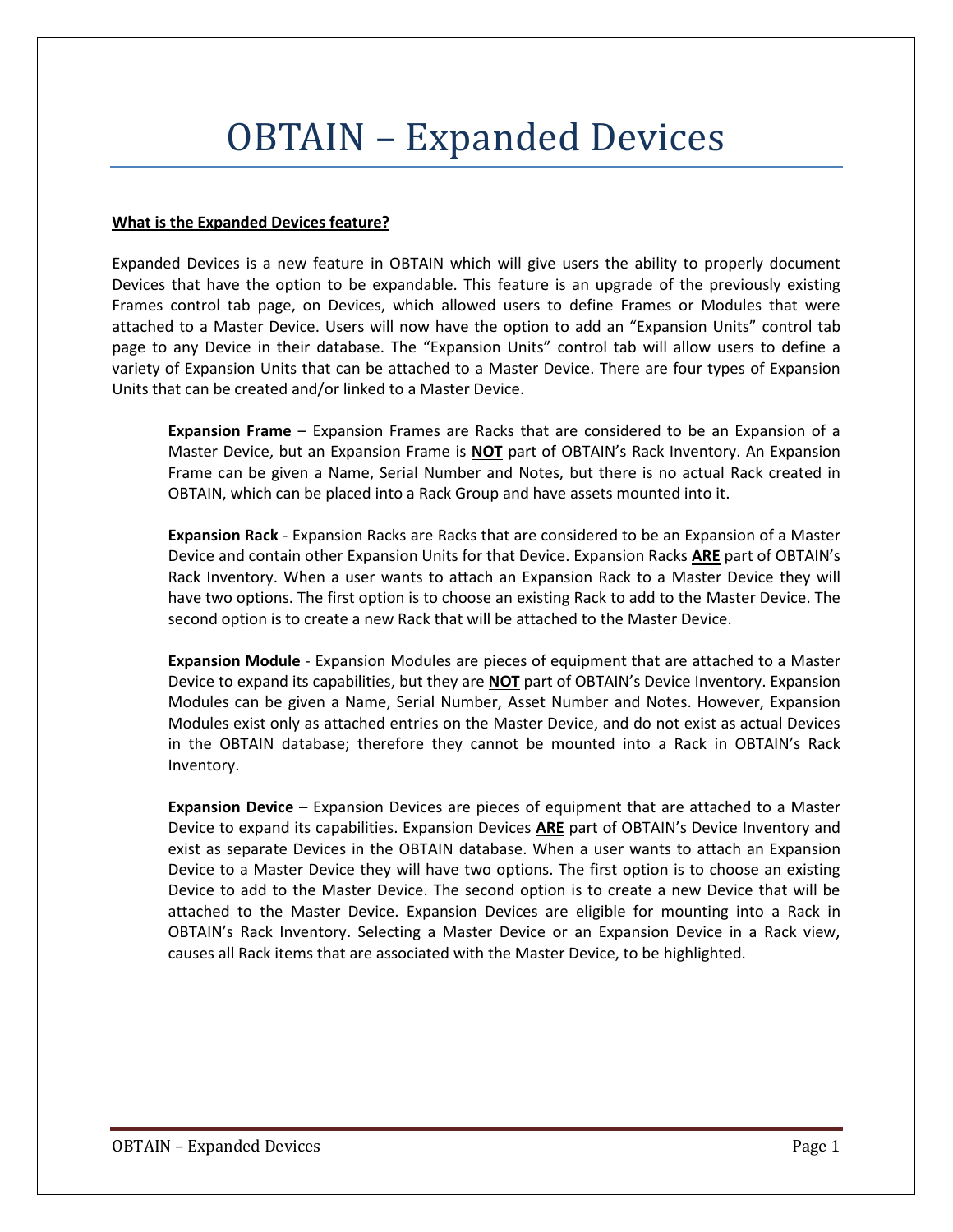# OBTAIN – Expanded Devices

**What is the Expanded Devices feature?**

Expanded Devices is a new feature in OBTAIN which will give users the ability to properly document Devices that have the option to be expandable. This feature is an upgrade of the previously existing Frames control tab page, on Devices, which allowed users to define Frames or Modules that were attached to a Master Device. Users will now have the option to add an "Expansion Units" control tab page to any Device in their database. The "Expansion Units" control tab will allow users to define a variety of Expansion Units that can be attached to a Master Device. There are four types of Expansion Units that can be created and/or linked to a Master Device.

> **Expansion Frame** – Expansion Frames are Racks that are considered to be an Expansion of a Master Device, but an Expansion Frame is **NOT** part of OBTAIN's Rack Inventory. An Expansion Frame can be given a Name, Serial Number and Notes, but there is no actual Rack created in OBTAIN, which can be placed into a Rack Group and have assets mounted into it.
>
> **Expansion Rack** - Expansion Racks are Racks that are considered to be an Expansion of a Master Device and contain other Expansion Units for that Device. Expansion Racks **ARE** part of OBTAIN's Rack Inventory. When a user wants to attach an Expansion Rack to a Master Device they will have two options. The first option is to choose an existing Rack to add to the Master Device. The second option is to create a new Rack that will be attached to the Master Device.
>
> **Expansion Module** - Expansion Modules are pieces of equipment that are attached to a Master Device to expand its capabilities, but they are **NOT** part of OBTAIN's Device Inventory. Expansion Modules can be given a Name, Serial Number, Asset Number and Notes. However, Expansion Modules exist only as attached entries on the Master Device, and do not exist as actual Devices in the OBTAIN database; therefore they cannot be mounted into a Rack in OBTAIN's Rack Inventory.
>
> **Expansion Device** – Expansion Devices are pieces of equipment that are attached to a Master Device to expand its capabilities. Expansion Devices **ARE** part of OBTAIN's Device Inventory and exist as separate Devices in the OBTAIN database. When a user wants to attach an Expansion Device to a Master Device they will have two options. The first option is to choose an existing Device to add to the Master Device. The second option is to create a new Device that will be attached to the Master Device. Expansion Devices are eligible for mounting into a Rack in OBTAIN's Rack Inventory. Selecting a Master Device or an Expansion Device in a Rack view, causes all Rack items that are associated with the Master Device, to be highlighted.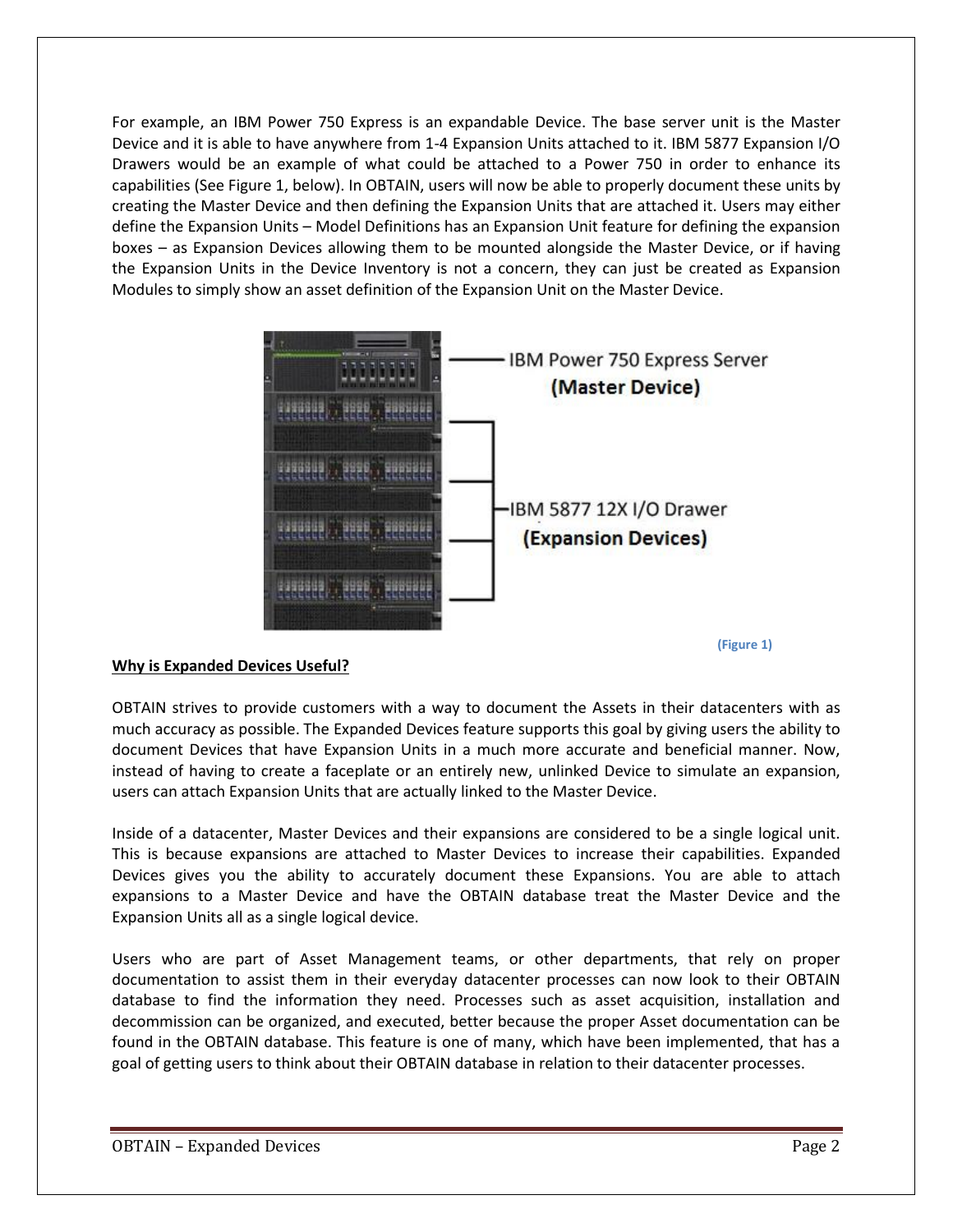For example, an IBM Power 750 Express is an expandable Device. The base server unit is the Master Device and it is able to have anywhere from 1-4 Expansion Units attached to it. IBM 5877 Expansion I/O Drawers would be an example of what could be attached to a Power 750 in order to enhance its capabilities (See Figure 1, below). In OBTAIN, users will now be able to properly document these units by creating the Master Device and then defining the Expansion Units that are attached it. Users may either define the Expansion Units – Model Definitions has an Expansion Unit feature for defining the expansion boxes – as Expansion Devices allowing them to be mounted alongside the Master Device, or if having the Expansion Units in the Device Inventory is not a concern, they can just be created as Expansion Modules to simply show an asset definition of the Expansion Unit on the Master Device.

(Figure 1)

**Why is Expanded Devices Useful?**

OBTAIN strives to provide customers with a way to document the Assets in their datacenters with as much accuracy as possible. The Expanded Devices feature supports this goal by giving users the ability to document Devices that have Expansion Units in a much more accurate and beneficial manner. Now, instead of having to create a faceplate or an entirely new, unlinked Device to simulate an expansion, users can attach Expansion Units that are actually linked to the Master Device.

Inside of a datacenter, Master Devices and their expansions are considered to be a single logical unit. This is because expansions are attached to Master Devices to increase their capabilities. Expanded Devices gives you the ability to accurately document these Expansions. You are able to attach expansions to a Master Device and have the OBTAIN database treat the Master Device and the Expansion Units all as a single logical device.

Users who are part of Asset Management teams, or other departments, that rely on proper documentation to assist them in their everyday datacenter processes can now look to their OBTAIN database to find the information they need. Processes such as asset acquisition, installation and decommission can be organized, and executed, better because the proper Asset documentation can be found in the OBTAIN database. This feature is one of many, which have been implemented, that has a goal of getting users to think about their OBTAIN database in relation to their datacenter processes.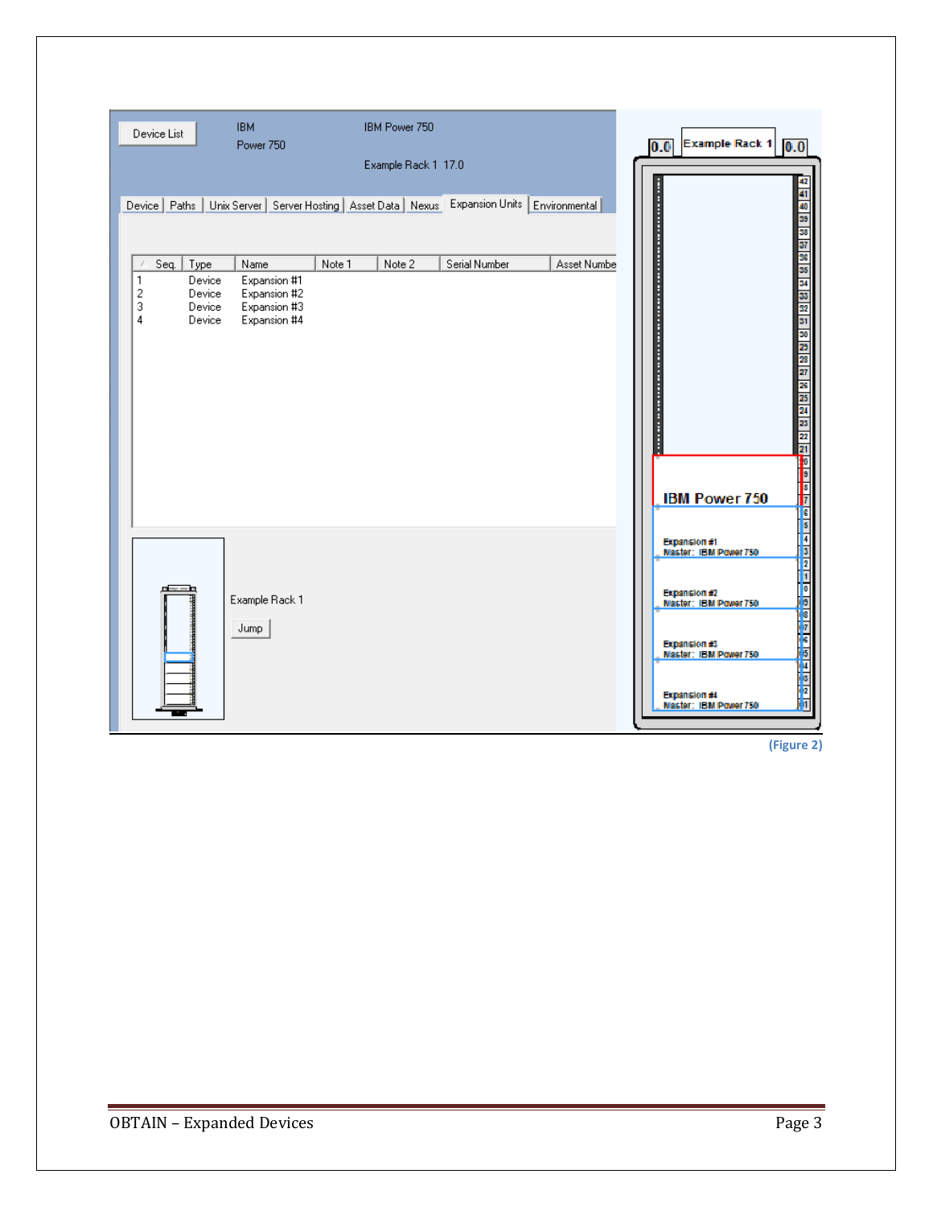Device List

IBM
Power 750

IBM Power 750

Example Rack 1 17.0

Device | Paths | Unix Server | Server Hosting | Asset Data | Nexus | Expansion Units | Environmental

| Seq. | Type | Name | Note 1 | Note 2 | Serial Number | Asset Numbe |
|---|---|---|---|---|---|---|
| 1 | Device | Expansion #1 | | | | |
| 2 | Device | Expansion #2 | | | | |
| 3 | Device | Expansion #3 | | | | |
| 4 | Device | Expansion #4 | | | | |

Example Rack 1

Jump

0.0 Example Rack 1 0.0

IBM Power 750

Expansion #1
Master: IBM Power 750

Expansion #2
Master: IBM Power 750

Expansion #3
Master: IBM Power 750

Expansion #4
Master: IBM Power 750

(Figure 2)